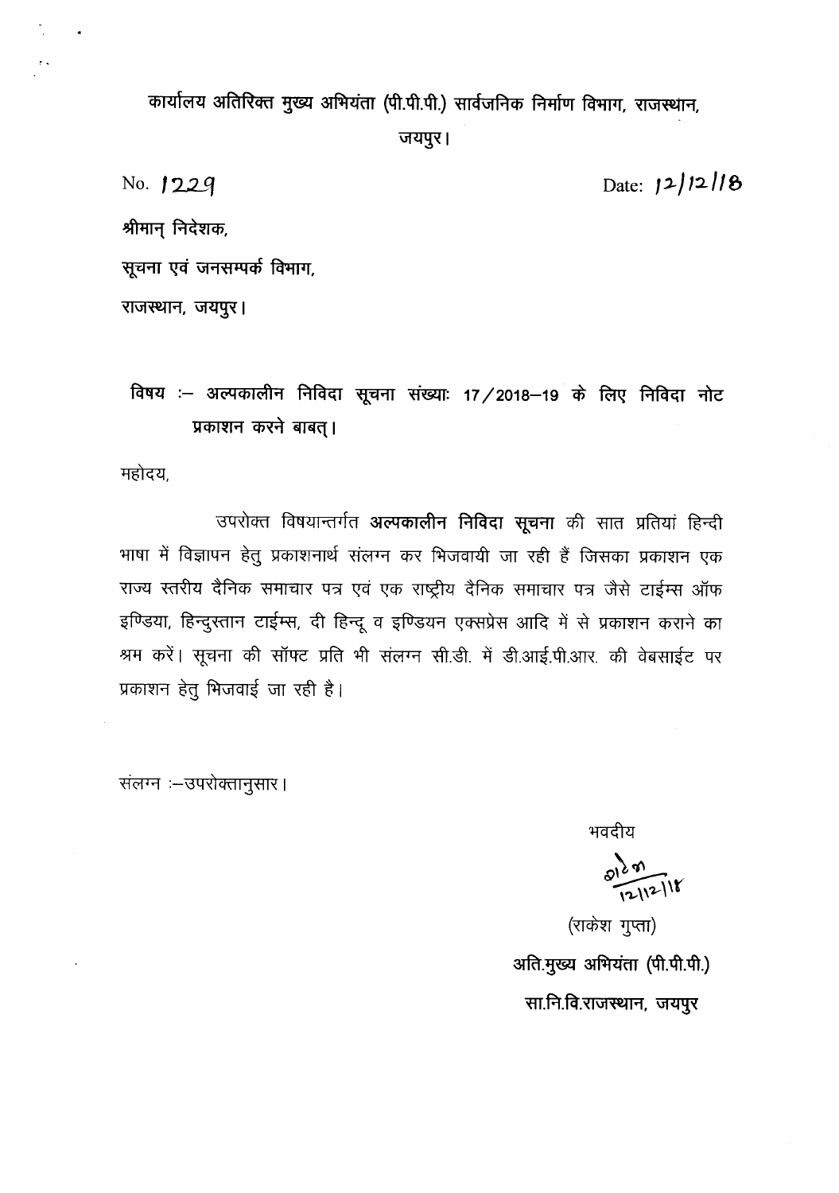कार्यालय अतिरिक्त मुख्य अभियंता (पी.पी.पी.) सार्वजनिक निर्माण विभाग, राजस्थान, जयपुर।

No. 1229

Date: 12/12/18

श्रीमान् निदेशक,

सूचना एवं जनसम्पर्क विभाग,

राजस्थान, जयपुर।

**विषय :– अल्पकालीन निविदा सूचना संख्याः 17/2018–19 के लिए निविदा नोट प्रकाशन करने बाबत्।**

महोदय,

उपरोक्त विषयान्तर्गत **अल्पकालीन निविदा सूचना** की सात प्रतियां हिन्दी भाषा में विज्ञापन हेतु प्रकाशनार्थ संलग्न कर भिजवायी जा रही हैं जिसका प्रकाशन एक राज्य स्तरीय दैनिक समाचार पत्र एवं एक राष्ट्रीय दैनिक समाचार पत्र जैसे टाईम्स ऑफ इण्डिया, हिन्दुस्तान टाईम्स, दी हिन्दू व इण्डियन एक्सप्रेस आदि में से प्रकाशन कराने का श्रम करें। सूचना की सॉफ्ट प्रति भी संलग्न सी.डी. में डी.आई.पी.आर. की वेबसाईट पर प्रकाशन हेतु भिजवाई जा रही है।

संलग्न :–उपरोक्तानुसार।

भवदीय

12/12/18

(राकेश गुप्ता)

**अति.मुख्य अभियंता (पी.पी.पी.)**

**सा.नि.वि.राजस्थान, जयपुर**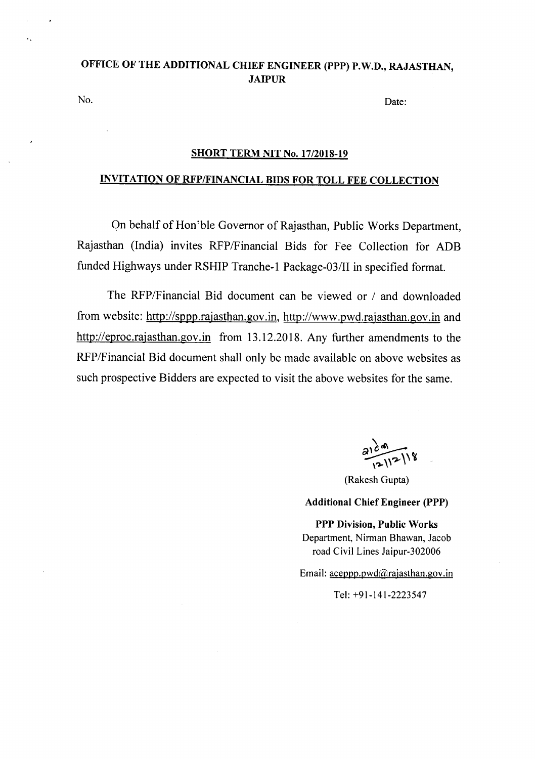**OFFICE OF THE ADDITIONAL CHIEF ENGINEER (PPP) P.W.D., RAJASTHAN, JAIPUR**

No. Date:

**SHORT TERM NIT No. 17/2018-19**

**INVITATION OF RFP/FINANCIAL BIDS FOR TOLL FEE COLLECTION**

On behalf of Hon'ble Governor of Rajasthan, Public Works Department, Rajasthan (India) invites RFP/Financial Bids for Fee Collection for ADB funded Highways under RSHIP Tranche-1 Package-03/II in specified format.

The RFP/Financial Bid document can be viewed or / and downloaded from website: http://sppp.rajasthan.gov.in, http://www.pwd.rajasthan.gov.in and http://eproc.rajasthan.gov.in from 13.12.2018. Any further amendments to the RFP/Financial Bid document shall only be made available on above websites as such prospective Bidders are expected to visit the above websites for the same.

12/12/18

(Rakesh Gupta)

**Additional Chief Engineer (PPP)**

**PPP Division, Public Works**
Department, Nirman Bhawan, Jacob road Civil Lines Jaipur-302006

Email: aceppp.pwd@rajasthan.gov.in

Tel: +91-141-2223547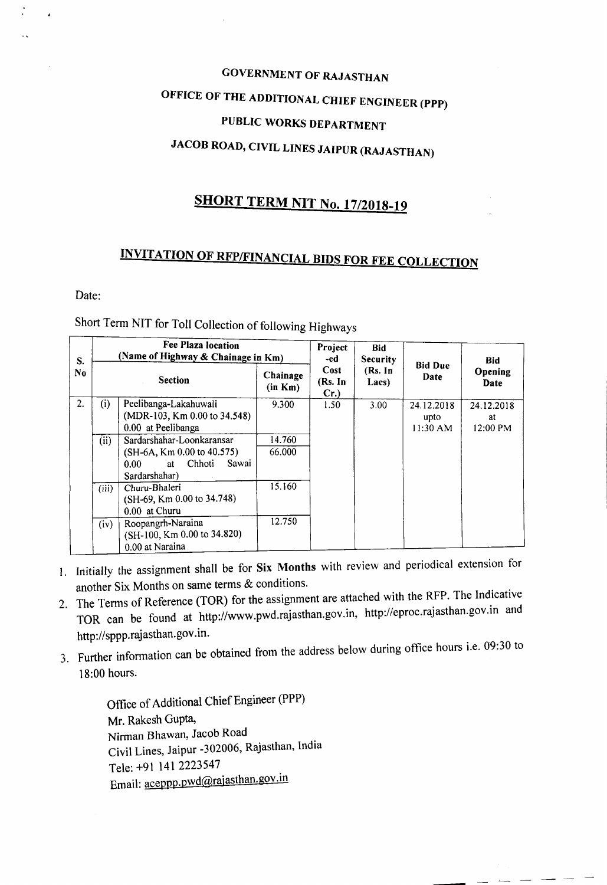# GOVERNMENT OF RAJASTHAN

## OFFICE OF THE ADDITIONAL CHIEF ENGINEER (PPP)

## PUBLIC WORKS DEPARTMENT

## JACOB ROAD, CIVIL LINES JAIPUR (RAJASTHAN)

# SHORT TERM NIT No. 17/2018-19

## INVITATION OF RFP/FINANCIAL BIDS FOR FEE COLLECTION

Date:

Short Term NIT for Toll Collection of following Highways

| S. No | Fee Plaza location (Name of Highway & Chainage in Km) | | | Projected Cost (Rs. In Cr.) | Bid Security (Rs. In Lacs) | Bid Due Date | Bid Opening Date |
|---|---|---|---|---|---|---|---|
| | Section | | Chainage (in Km) | | | | |
| 2. | (i) | Peelibanga-Lakahuwali (MDR-103, Km 0.00 to 34.548) 0.00 at Peelibanga | 9.300 | 1.50 | 3.00 | 24.12.2018 upto 11:30 AM | 24.12.2018 at 12:00 PM |
| | (ii) | Sardarshahar-Loonkaransar (SH-6A, Km 0.00 to 40.575) 0.00 at Chhoti Sawai Sardarshahar) | 14.760<br>66.000 | | | | |
| | (iii) | Churu-Bhaleri (SH-69, Km 0.00 to 34.748) 0.00 at Churu | 15.160 | | | | |
| | (iv) | Roopangrh-Naraina (SH-100, Km 0.00 to 34.820) 0.00 at Naraina | 12.750 | | | | |

1. Initially the assignment shall be for **Six Months** with review and periodical extension for another Six Months on same terms & conditions.
2. The Terms of Reference (TOR) for the assignment are attached with the RFP. The Indicative TOR can be found at http://www.pwd.rajasthan.gov.in, http://eproc.rajasthan.gov.in and http://sppp.rajasthan.gov.in.
3. Further information can be obtained from the address below during office hours i.e. 09:30 to 18:00 hours.

Office of Additional Chief Engineer (PPP)
Mr. Rakesh Gupta,
Nirman Bhawan, Jacob Road
Civil Lines, Jaipur -302006, Rajasthan, India
Tele: +91 141 2223547
Email: aceppp.pwd@rajasthan.gov.in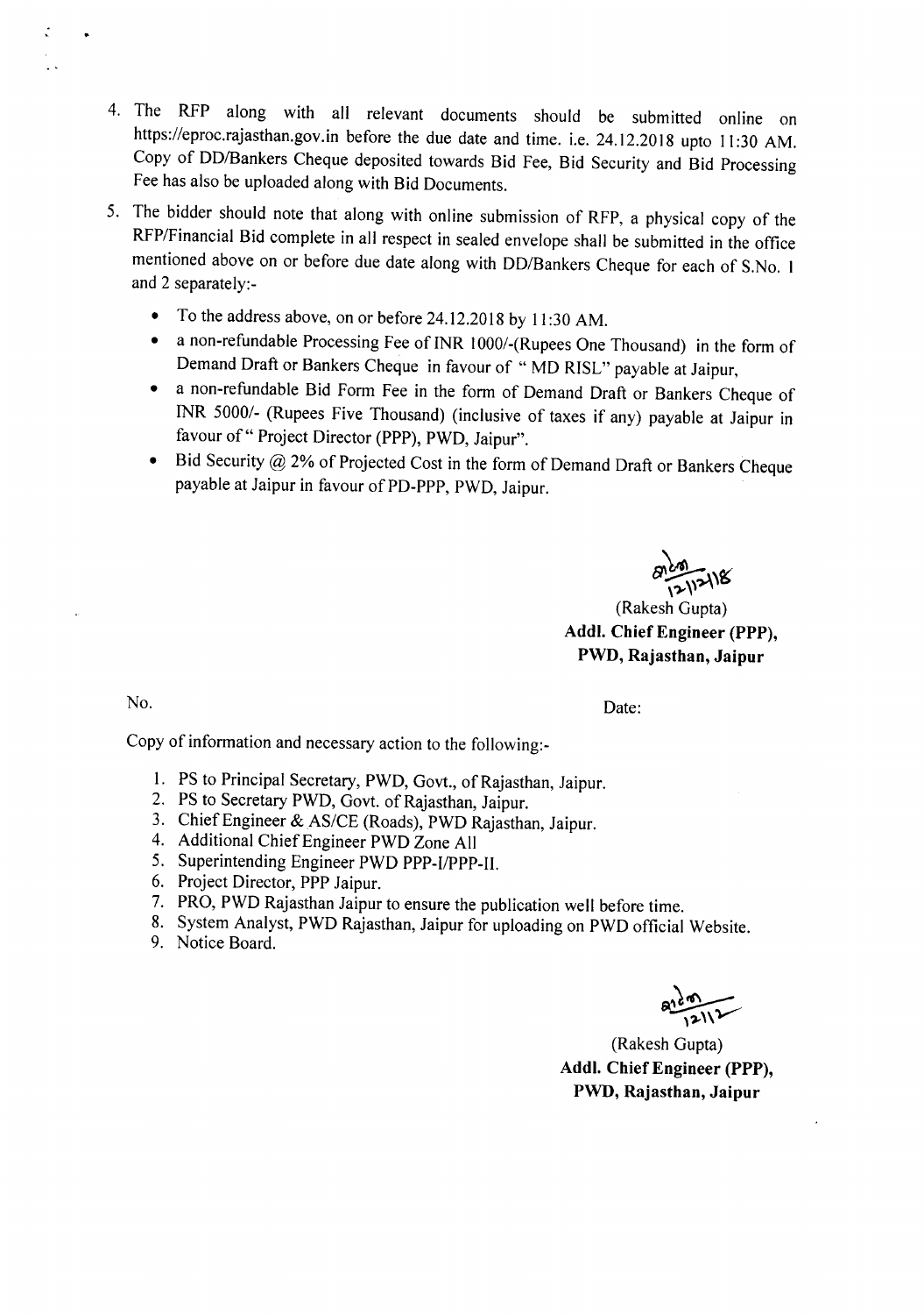4. The RFP along with all relevant documents should be submitted online on https://eproc.rajasthan.gov.in before the due date and time. i.e. 24.12.2018 upto 11:30 AM. Copy of DD/Bankers Cheque deposited towards Bid Fee, Bid Security and Bid Processing Fee has also be uploaded along with Bid Documents.

5. The bidder should note that along with online submission of RFP, a physical copy of the RFP/Financial Bid complete in all respect in sealed envelope shall be submitted in the office mentioned above on or before due date along with DD/Bankers Cheque for each of S.No. 1 and 2 separately:-

   - To the address above, on or before 24.12.2018 by 11:30 AM.
   - a non-refundable Processing Fee of INR 1000/-(Rupees One Thousand) in the form of Demand Draft or Bankers Cheque in favour of " MD RISL" payable at Jaipur,
   - a non-refundable Bid Form Fee in the form of Demand Draft or Bankers Cheque of INR 5000/- (Rupees Five Thousand) (inclusive of taxes if any) payable at Jaipur in favour of " Project Director (PPP), PWD, Jaipur".
   - Bid Security @ 2% of Projected Cost in the form of Demand Draft or Bankers Cheque payable at Jaipur in favour of PD-PPP, PWD, Jaipur.

12/12/18

(Rakesh Gupta)
**Addl. Chief Engineer (PPP),**
**PWD, Rajasthan, Jaipur**

No. Date:

Copy of information and necessary action to the following:-

1. PS to Principal Secretary, PWD, Govt., of Rajasthan, Jaipur.
2. PS to Secretary PWD, Govt. of Rajasthan, Jaipur.
3. Chief Engineer & AS/CE (Roads), PWD Rajasthan, Jaipur.
4. Additional Chief Engineer PWD Zone All
5. Superintending Engineer PWD PPP-I/PPP-II.
6. Project Director, PPP Jaipur.
7. PRO, PWD Rajasthan Jaipur to ensure the publication well before time.
8. System Analyst, PWD Rajasthan, Jaipur for uploading on PWD official Website.
9. Notice Board.

12/12

(Rakesh Gupta)
**Addl. Chief Engineer (PPP),**
**PWD, Rajasthan, Jaipur**